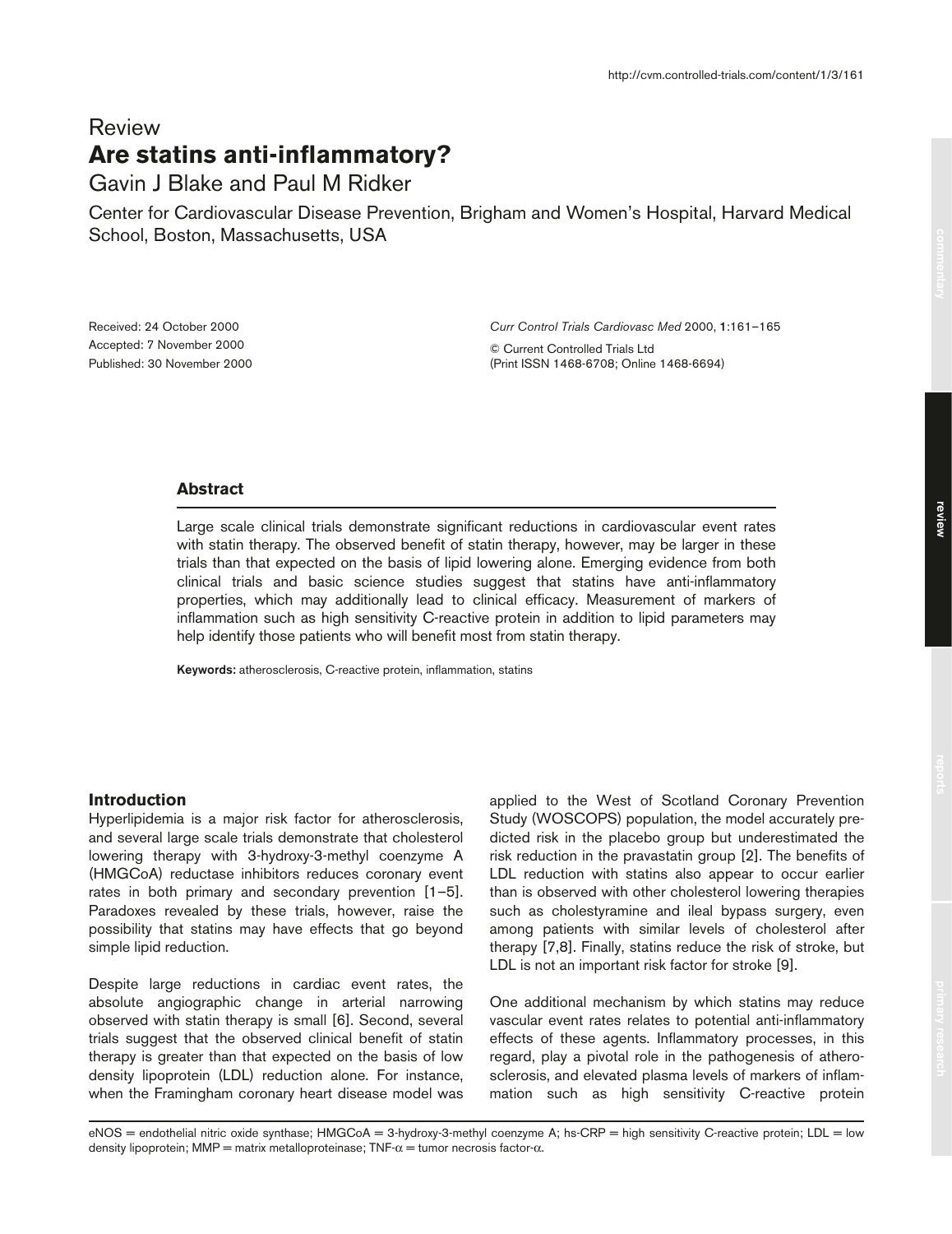Review

# Are statins anti-inflammatory?

Gavin J Blake and Paul M Ridker

Center for Cardiovascular Disease Prevention, Brigham and Women's Hospital, Harvard Medical School, Boston, Massachusetts, USA

Received: 24 October 2000
Accepted: 7 November 2000
Published: 30 November 2000

*Curr Control Trials Cardiovasc Med* 2000, **1**:161–165

© Current Controlled Trials Ltd
(Print ISSN 1468-6708; Online 1468-6694)

## Abstract

Large scale clinical trials demonstrate significant reductions in cardiovascular event rates with statin therapy. The observed benefit of statin therapy, however, may be larger in these trials than that expected on the basis of lipid lowering alone. Emerging evidence from both clinical trials and basic science studies suggest that statins have anti-inflammatory properties, which may additionally lead to clinical efficacy. Measurement of markers of inflammation such as high sensitivity C-reactive protein in addition to lipid parameters may help identify those patients who will benefit most from statin therapy.

**Keywords:** atherosclerosis, C-reactive protein, inflammation, statins

## Introduction

Hyperlipidemia is a major risk factor for atherosclerosis, and several large scale trials demonstrate that cholesterol lowering therapy with 3-hydroxy-3-methyl coenzyme A (HMGCoA) reductase inhibitors reduces coronary event rates in both primary and secondary prevention [1–5]. Paradoxes revealed by these trials, however, raise the possibility that statins may have effects that go beyond simple lipid reduction.

Despite large reductions in cardiac event rates, the absolute angiographic change in arterial narrowing observed with statin therapy is small [6]. Second, several trials suggest that the observed clinical benefit of statin therapy is greater than that expected on the basis of low density lipoprotein (LDL) reduction alone. For instance, when the Framingham coronary heart disease model was applied to the West of Scotland Coronary Prevention Study (WOSCOPS) population, the model accurately predicted risk in the placebo group but underestimated the risk reduction in the pravastatin group [2]. The benefits of LDL reduction with statins also appear to occur earlier than is observed with other cholesterol lowering therapies such as cholestyramine and ileal bypass surgery, even among patients with similar levels of cholesterol after therapy [7,8]. Finally, statins reduce the risk of stroke, but LDL is not an important risk factor for stroke [9].

One additional mechanism by which statins may reduce vascular event rates relates to potential anti-inflammatory effects of these agents. Inflammatory processes, in this regard, play a pivotal role in the pathogenesis of atherosclerosis, and elevated plasma levels of markers of inflammation such as high sensitivity C-reactive protein

eNOS = endothelial nitric oxide synthase; HMGCoA = 3-hydroxy-3-methyl coenzyme A; hs-CRP = high sensitivity C-reactive protein; LDL = low density lipoprotein; MMP = matrix metalloproteinase; TNF-α = tumor necrosis factor-α.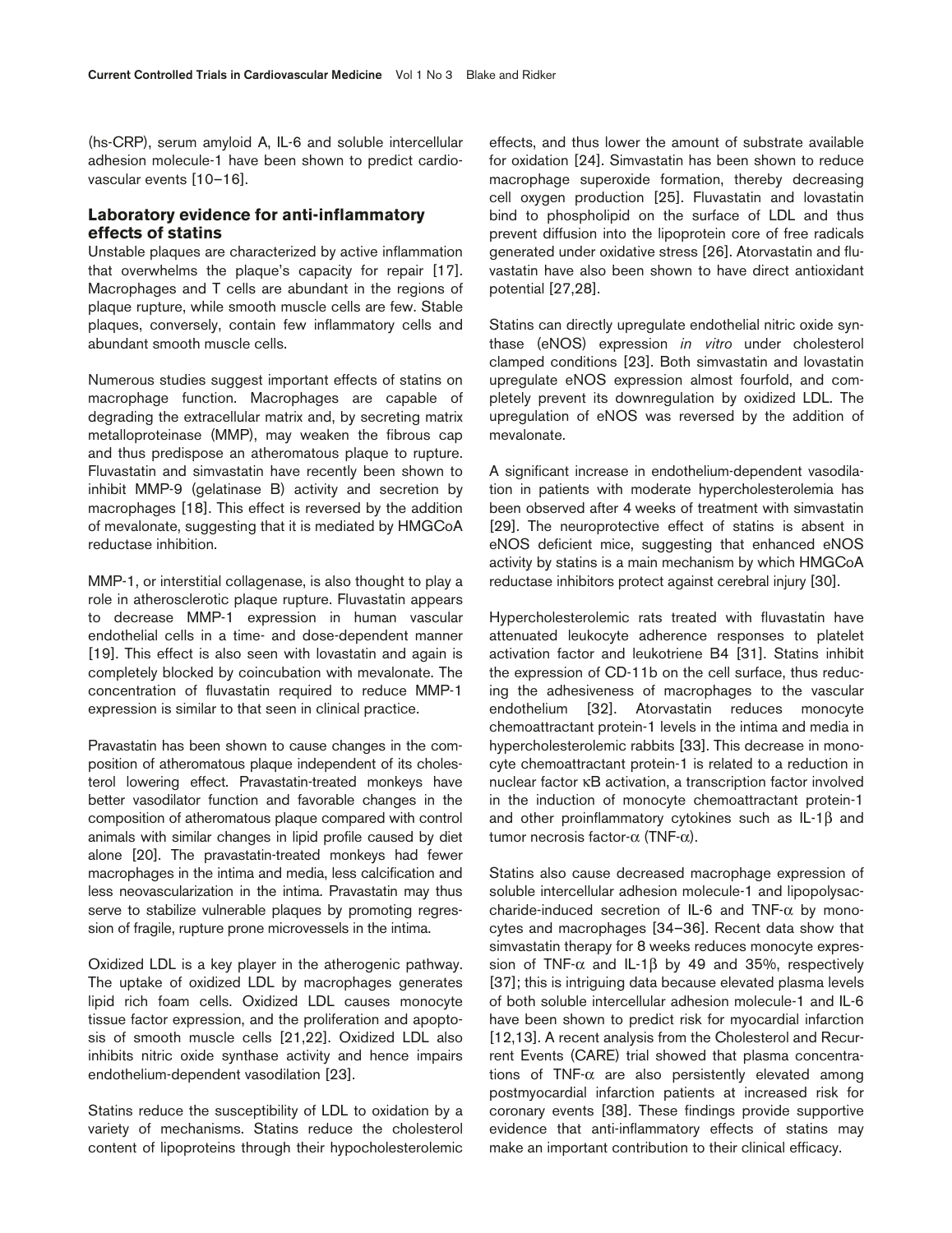(hs-CRP), serum amyloid A, IL-6 and soluble intercellular adhesion molecule-1 have been shown to predict cardiovascular events [10–16].

## Laboratory evidence for anti-inflammatory effects of statins

Unstable plaques are characterized by active inflammation that overwhelms the plaque's capacity for repair [17]. Macrophages and T cells are abundant in the regions of plaque rupture, while smooth muscle cells are few. Stable plaques, conversely, contain few inflammatory cells and abundant smooth muscle cells.

Numerous studies suggest important effects of statins on macrophage function. Macrophages are capable of degrading the extracellular matrix and, by secreting matrix metalloproteinase (MMP), may weaken the fibrous cap and thus predispose an atheromatous plaque to rupture. Fluvastatin and simvastatin have recently been shown to inhibit MMP-9 (gelatinase B) activity and secretion by macrophages [18]. This effect is reversed by the addition of mevalonate, suggesting that it is mediated by HMGCoA reductase inhibition.

MMP-1, or interstitial collagenase, is also thought to play a role in atherosclerotic plaque rupture. Fluvastatin appears to decrease MMP-1 expression in human vascular endothelial cells in a time- and dose-dependent manner [19]. This effect is also seen with lovastatin and again is completely blocked by coincubation with mevalonate. The concentration of fluvastatin required to reduce MMP-1 expression is similar to that seen in clinical practice.

Pravastatin has been shown to cause changes in the composition of atheromatous plaque independent of its cholesterol lowering effect. Pravastatin-treated monkeys have better vasodilator function and favorable changes in the composition of atheromatous plaque compared with control animals with similar changes in lipid profile caused by diet alone [20]. The pravastatin-treated monkeys had fewer macrophages in the intima and media, less calcification and less neovascularization in the intima. Pravastatin may thus serve to stabilize vulnerable plaques by promoting regression of fragile, rupture prone microvessels in the intima.

Oxidized LDL is a key player in the atherogenic pathway. The uptake of oxidized LDL by macrophages generates lipid rich foam cells. Oxidized LDL causes monocyte tissue factor expression, and the proliferation and apoptosis of smooth muscle cells [21,22]. Oxidized LDL also inhibits nitric oxide synthase activity and hence impairs endothelium-dependent vasodilation [23].

Statins reduce the susceptibility of LDL to oxidation by a variety of mechanisms. Statins reduce the cholesterol content of lipoproteins through their hypocholesterolemic effects, and thus lower the amount of substrate available for oxidation [24]. Simvastatin has been shown to reduce macrophage superoxide formation, thereby decreasing cell oxygen production [25]. Fluvastatin and lovastatin bind to phospholipid on the surface of LDL and thus prevent diffusion into the lipoprotein core of free radicals generated under oxidative stress [26]. Atorvastatin and fluvastatin have also been shown to have direct antioxidant potential [27,28].

Statins can directly upregulate endothelial nitric oxide synthase (eNOS) expression *in vitro* under cholesterol clamped conditions [23]. Both simvastatin and lovastatin upregulate eNOS expression almost fourfold, and completely prevent its downregulation by oxidized LDL. The upregulation of eNOS was reversed by the addition of mevalonate.

A significant increase in endothelium-dependent vasodilation in patients with moderate hypercholesterolemia has been observed after 4 weeks of treatment with simvastatin [29]. The neuroprotective effect of statins is absent in eNOS deficient mice, suggesting that enhanced eNOS activity by statins is a main mechanism by which HMGCoA reductase inhibitors protect against cerebral injury [30].

Hypercholesterolemic rats treated with fluvastatin have attenuated leukocyte adherence responses to platelet activation factor and leukotriene B4 [31]. Statins inhibit the expression of CD-11b on the cell surface, thus reducing the adhesiveness of macrophages to the vascular endothelium [32]. Atorvastatin reduces monocyte chemoattractant protein-1 levels in the intima and media in hypercholesterolemic rabbits [33]. This decrease in monocyte chemoattractant protein-1 is related to a reduction in nuclear factor κB activation, a transcription factor involved in the induction of monocyte chemoattractant protein-1 and other proinflammatory cytokines such as IL-1β and tumor necrosis factor-α (TNF-α).

Statins also cause decreased macrophage expression of soluble intercellular adhesion molecule-1 and lipopolysaccharide-induced secretion of IL-6 and TNF-α by monocytes and macrophages [34–36]. Recent data show that simvastatin therapy for 8 weeks reduces monocyte expression of TNF-α and IL-1β by 49 and 35%, respectively [37]; this is intriguing data because elevated plasma levels of both soluble intercellular adhesion molecule-1 and IL-6 have been shown to predict risk for myocardial infarction [12,13]. A recent analysis from the Cholesterol and Recurrent Events (CARE) trial showed that plasma concentrations of TNF-α are also persistently elevated among postmyocardial infarction patients at increased risk for coronary events [38]. These findings provide supportive evidence that anti-inflammatory effects of statins may make an important contribution to their clinical efficacy.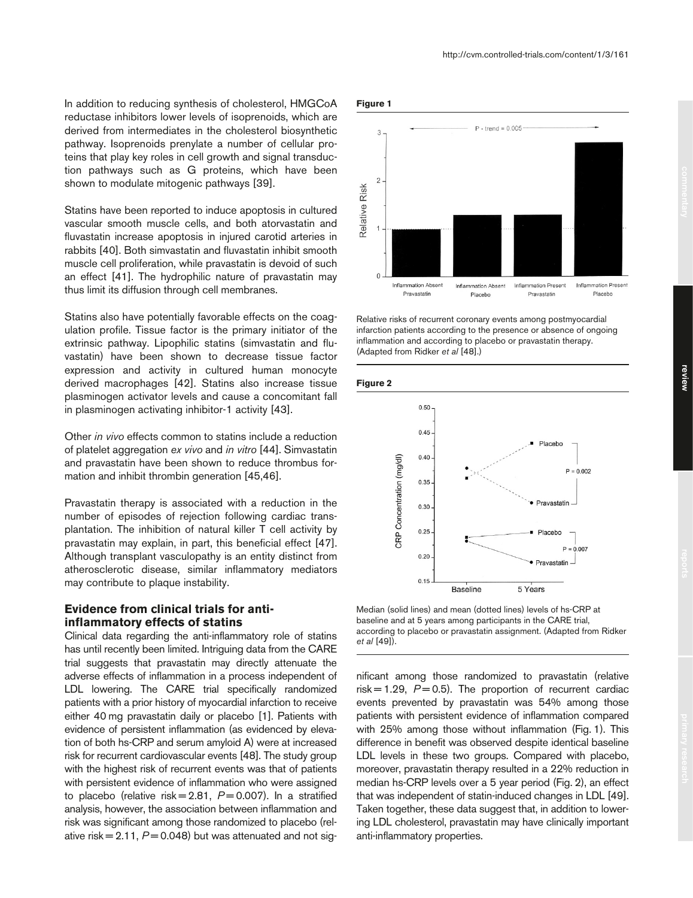In addition to reducing synthesis of cholesterol, HMGCoA reductase inhibitors lower levels of isoprenoids, which are derived from intermediates in the cholesterol biosynthetic pathway. Isoprenoids prenylate a number of cellular proteins that play key roles in cell growth and signal transduction pathways such as G proteins, which have been shown to modulate mitogenic pathways [39].

Statins have been reported to induce apoptosis in cultured vascular smooth muscle cells, and both atorvastatin and fluvastatin increase apoptosis in injured carotid arteries in rabbits [40]. Both simvastatin and fluvastatin inhibit smooth muscle cell proliferation, while pravastatin is devoid of such an effect [41]. The hydrophilic nature of pravastatin may thus limit its diffusion through cell membranes.

Statins also have potentially favorable effects on the coagulation profile. Tissue factor is the primary initiator of the extrinsic pathway. Lipophilic statins (simvastatin and fluvastatin) have been shown to decrease tissue factor expression and activity in cultured human monocyte derived macrophages [42]. Statins also increase tissue plasminogen activator levels and cause a concomitant fall in plasminogen activating inhibitor-1 activity [43].

Other *in vivo* effects common to statins include a reduction of platelet aggregation *ex vivo* and *in vitro* [44]. Simvastatin and pravastatin have been shown to reduce thrombus formation and inhibit thrombin generation [45,46].

Pravastatin therapy is associated with a reduction in the number of episodes of rejection following cardiac transplantation. The inhibition of natural killer T cell activity by pravastatin may explain, in part, this beneficial effect [47]. Although transplant vasculopathy is an entity distinct from atherosclerotic disease, similar inflammatory mediators may contribute to plaque instability.

## Evidence from clinical trials for anti-inflammatory effects of statins

Clinical data regarding the anti-inflammatory role of statins has until recently been limited. Intriguing data from the CARE trial suggests that pravastatin may directly attenuate the adverse effects of inflammation in a process independent of LDL lowering. The CARE trial specifically randomized patients with a prior history of myocardial infarction to receive either 40 mg pravastatin daily or placebo [1]. Patients with evidence of persistent inflammation (as evidenced by elevation of both hs-CRP and serum amyloid A) were at increased risk for recurrent cardiovascular events [48]. The study group with the highest risk of recurrent events was that of patients with persistent evidence of inflammation who were assigned to placebo (relative risk = 2.81, $P = 0.007$). In a stratified analysis, however, the association between inflammation and risk was significant among those randomized to placebo (relative risk = 2.11, $P = 0.048$) but was attenuated and not significant among those randomized to pravastatin (relative risk = 1.29, $P = 0.5$). The proportion of recurrent cardiac events prevented by pravastatin was 54% among those patients with persistent evidence of inflammation compared with 25% among those without inflammation (Fig. 1). This difference in benefit was observed despite identical baseline LDL levels in these two groups. Compared with placebo, moreover, pravastatin therapy resulted in a 22% reduction in median hs-CRP levels over a 5 year period (Fig. 2), an effect that was independent of statin-induced changes in LDL [49]. Taken together, these data suggest that, in addition to lowering LDL cholesterol, pravastatin may have clinically important anti-inflammatory properties.

**Figure 1**

Relative risks of recurrent coronary events among postmyocardial infarction patients according to the presence or absence of ongoing inflammation and according to placebo or pravastatin therapy. (Adapted from Ridker *et al* [48].)

**Figure 2**

Median (solid lines) and mean (dotted lines) levels of hs-CRP at baseline and at 5 years among participants in the CARE trial, according to placebo or pravastatin assignment. (Adapted from Ridker *et al* [49]).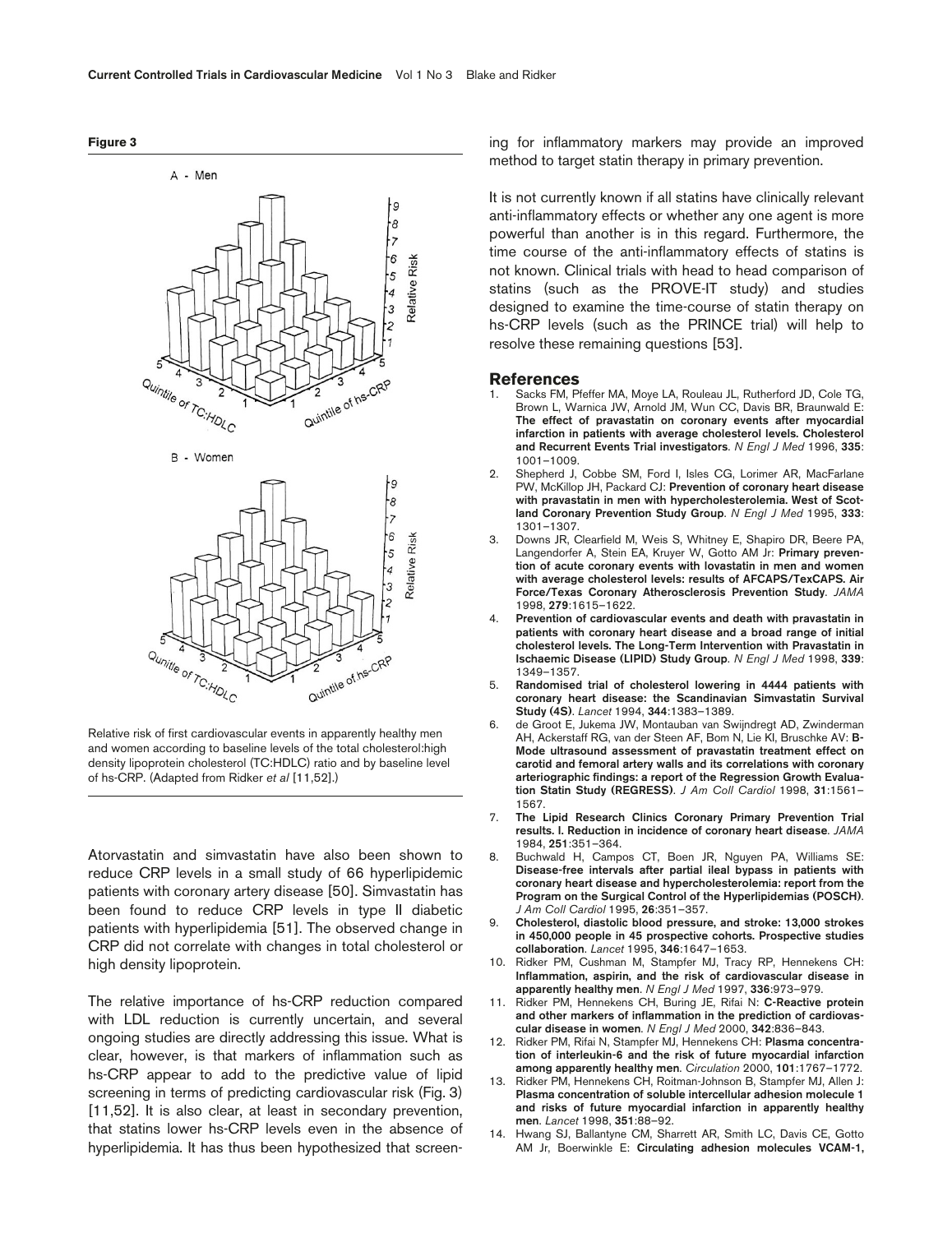**Figure 3**

Relative risk of first cardiovascular events in apparently healthy men and women according to baseline levels of the total cholesterol:high density lipoprotein cholesterol (TC:HDLC) ratio and by baseline level of hs-CRP. (Adapted from Ridker *et al* [11,52].)

Atorvastatin and simvastatin have also been shown to reduce CRP levels in a small study of 66 hyperlipidemic patients with coronary artery disease [50]. Simvastatin has been found to reduce CRP levels in type II diabetic patients with hyperlipidemia [51]. The observed change in CRP did not correlate with changes in total cholesterol or high density lipoprotein.

The relative importance of hs-CRP reduction compared with LDL reduction is currently uncertain, and several ongoing studies are directly addressing this issue. What is clear, however, is that markers of inflammation such as hs-CRP appear to add to the predictive value of lipid screening in terms of predicting cardiovascular risk (Fig. 3) [11,52]. It is also clear, at least in secondary prevention, that statins lower hs-CRP levels even in the absence of hyperlipidemia. It has thus been hypothesized that screening for inflammatory markers may provide an improved method to target statin therapy in primary prevention.

It is not currently known if all statins have clinically relevant anti-inflammatory effects or whether any one agent is more powerful than another is in this regard. Furthermore, the time course of the anti-inflammatory effects of statins is not known. Clinical trials with head to head comparison of statins (such as the PROVE-IT study) and studies designed to examine the time-course of statin therapy on hs-CRP levels (such as the PRINCE trial) will help to resolve these remaining questions [53].

## References

1. Sacks FM, Pfeffer MA, Moye LA, Rouleau JL, Rutherford JD, Cole TG, Brown L, Warnica JW, Arnold JM, Wun CC, Davis BR, Braunwald E: **The effect of pravastatin on coronary events after myocardial infarction in patients with average cholesterol levels. Cholesterol and Recurrent Events Trial investigators**. *N Engl J Med* 1996, **335**: 1001–1009.
2. Shepherd J, Cobbe SM, Ford I, Isles CG, Lorimer AR, MacFarlane PW, McKillop JH, Packard CJ: **Prevention of coronary heart disease with pravastatin in men with hypercholesterolemia. West of Scotland Coronary Prevention Study Group**. *N Engl J Med* 1995, **333**: 1301–1307.
3. Downs JR, Clearfield M, Weis S, Whitney E, Shapiro DR, Beere PA, Langendorfer A, Stein EA, Kruyer W, Gotto AM Jr: **Primary prevention of acute coronary events with lovastatin in men and women with average cholesterol levels: results of AFCAPS/TexCAPS. Air Force/Texas Coronary Atherosclerosis Prevention Study**. *JAMA* 1998, **279**:1615–1622.
4. **Prevention of cardiovascular events and death with pravastatin in patients with coronary heart disease and a broad range of initial cholesterol levels. The Long-Term Intervention with Pravastatin in Ischaemic Disease (LIPID) Study Group**. *N Engl J Med* 1998, **339**: 1349–1357.
5. **Randomised trial of cholesterol lowering in 4444 patients with coronary heart disease: the Scandinavian Simvastatin Survival Study (4S)**. *Lancet* 1994, **344**:1383–1389.
6. de Groot E, Jukema JW, Montauban van Swijndregt AD, Zwinderman AH, Ackerstaff RG, van der Steen AF, Bom N, Lie KI, Bruschke AV: **B-Mode ultrasound assessment of pravastatin treatment effect on carotid and femoral artery walls and its correlations with coronary arteriographic findings: a report of the Regression Growth Evaluation Statin Study (REGRESS)**. *J Am Coll Cardiol* 1998, **31**:1561–1567.
7. **The Lipid Research Clinics Coronary Primary Prevention Trial results. I. Reduction in incidence of coronary heart disease**. *JAMA* 1984, **251**:351–364.
8. Buchwald H, Campos CT, Boen JR, Nguyen PA, Williams SE: **Disease-free intervals after partial ileal bypass in patients with coronary heart disease and hypercholesterolemia: report from the Program on the Surgical Control of the Hyperlipidemias (POSCH)**. *J Am Coll Cardiol* 1995, **26**:351–357.
9. **Cholesterol, diastolic blood pressure, and stroke: 13,000 strokes in 450,000 people in 45 prospective cohorts. Prospective studies collaboration**. *Lancet* 1995, **346**:1647–1653.
10. Ridker PM, Cushman M, Stampfer MJ, Tracy RP, Hennekens CH: **Inflammation, aspirin, and the risk of cardiovascular disease in apparently healthy men**. *N Engl J Med* 1997, **336**:973–979.
11. Ridker PM, Hennekens CH, Buring JE, Rifai N: **C-Reactive protein and other markers of inflammation in the prediction of cardiovascular disease in women**. *N Engl J Med* 2000, **342**:836–843.
12. Ridker PM, Rifai N, Stampfer MJ, Hennekens CH: **Plasma concentration of interleukin-6 and the risk of future myocardial infarction among apparently healthy men**. *Circulation* 2000, **101**:1767–1772.
13. Ridker PM, Hennekens CH, Roitman-Johnson B, Stampfer MJ, Allen J: **Plasma concentration of soluble intercellular adhesion molecule 1 and risks of future myocardial infarction in apparently healthy men**. *Lancet* 1998, **351**:88–92.
14. Hwang SJ, Ballantyne CM, Sharrett AR, Smith LC, Davis CE, Gotto AM Jr, Boerwinkle E: **Circulating adhesion molecules VCAM-1,**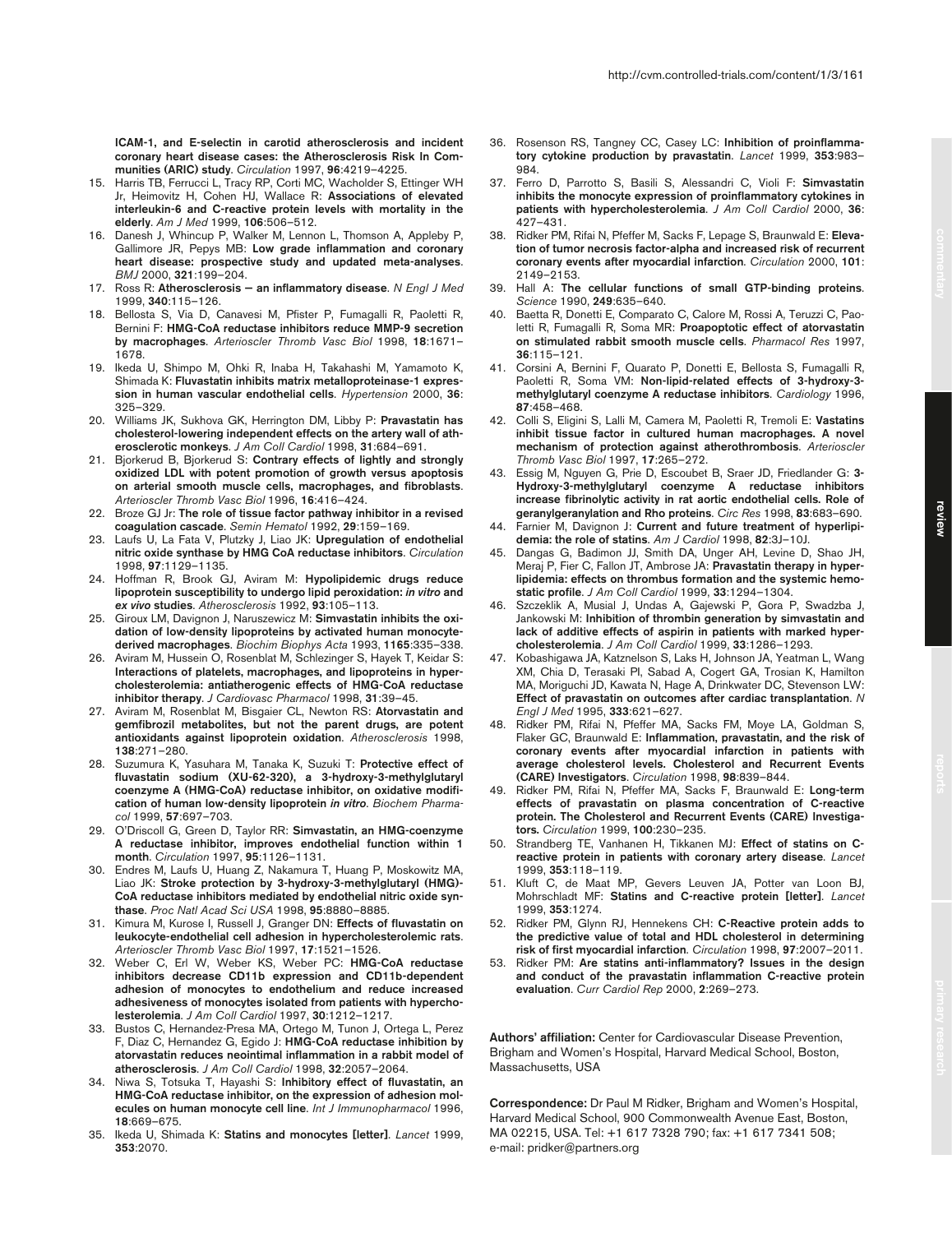ICAM-1, and E-selectin in carotid atherosclerosis and incident coronary heart disease cases: the Atherosclerosis Risk In Communities (ARIC) study. *Circulation* 1997, **96**:4219–4225.

15. Harris TB, Ferrucci L, Tracy RP, Corti MC, Wacholder S, Ettinger WH Jr, Heimovitz H, Cohen HJ, Wallace R: **Associations of elevated interleukin-6 and C-reactive protein levels with mortality in the elderly**. *Am J Med* 1999, **106**:506–512.
16. Danesh J, Whincup P, Walker M, Lennon L, Thomson A, Appleby P, Gallimore JR, Pepys MB: **Low grade inflammation and coronary heart disease: prospective study and updated meta-analyses**. *BMJ* 2000, **321**:199–204.
17. Ross R: **Atherosclerosis — an inflammatory disease**. *N Engl J Med* 1999, **340**:115–126.
18. Bellosta S, Via D, Canavesi M, Pfister P, Fumagalli R, Paoletti R, Bernini F: **HMG-CoA reductase inhibitors reduce MMP-9 secretion by macrophages**. *Arterioscler Thromb Vasc Biol* 1998, **18**:1671–1678.
19. Ikeda U, Shimpo M, Ohki R, Inaba H, Takahashi M, Yamamoto K, Shimada K: **Fluvastatin inhibits matrix metalloproteinase-1 expression in human vascular endothelial cells**. *Hypertension* 2000, **36**: 325–329.
20. Williams JK, Sukhova GK, Herrington DM, Libby P: **Pravastatin has cholesterol-lowering independent effects on the artery wall of atherosclerotic monkeys**. *J Am Coll Cardiol* 1998, **31**:684–691.
21. Bjorkerud B, Bjorkerud S: **Contrary effects of lightly and strongly oxidized LDL with potent promotion of growth versus apoptosis on arterial smooth muscle cells, macrophages, and fibroblasts**. *Arterioscler Thromb Vasc Biol* 1996, **16**:416–424.
22. Broze GJ Jr: **The role of tissue factor pathway inhibitor in a revised coagulation cascade**. *Semin Hematol* 1992, **29**:159–169.
23. Laufs U, La Fata V, Plutzky J, Liao JK: **Upregulation of endothelial nitric oxide synthase by HMG CoA reductase inhibitors**. *Circulation* 1998, **97**:1129–1135.
24. Hoffman R, Brook GJ, Aviram M: **Hypolipidemic drugs reduce lipoprotein susceptibility to undergo lipid peroxidation: *in vitro* and *ex vivo* studies**. *Atherosclerosis* 1992, **93**:105–113.
25. Giroux LM, Davignon J, Naruszewicz M: **Simvastatin inhibits the oxidation of low-density lipoproteins by activated human monocyte-derived macrophages**. *Biochim Biophys Acta* 1993, **1165**:335–338.
26. Aviram M, Hussein O, Rosenblat M, Schlezinger S, Hayek T, Keidar S: **Interactions of platelets, macrophages, and lipoproteins in hypercholesterolemia: antiatherogenic effects of HMG-CoA reductase inhibitor therapy**. *J Cardiovasc Pharmacol* 1998, **31**:39–45.
27. Aviram M, Rosenblat M, Bisgaier CL, Newton RS: **Atorvastatin and gemfibrozil metabolites, but not the parent drugs, are potent antioxidants against lipoprotein oxidation**. *Atherosclerosis* 1998, **138**:271–280.
28. Suzumura K, Yasuhara M, Tanaka K, Suzuki T: **Protective effect of fluvastatin sodium (XU-62-320), a 3-hydroxy-3-methylglutaryl coenzyme A (HMG-CoA) reductase inhibitor, on oxidative modification of human low-density lipoprotein *in vitro***. *Biochem Pharmacol* 1999, **57**:697–703.
29. O'Driscoll G, Green D, Taylor RR: **Simvastatin, an HMG-coenzyme A reductase inhibitor, improves endothelial function within 1 month**. *Circulation* 1997, **95**:1126–1131.
30. Endres M, Laufs U, Huang Z, Nakamura T, Huang P, Moskowitz MA, Liao JK: **Stroke protection by 3-hydroxy-3-methylglutaryl (HMG)-CoA reductase inhibitors mediated by endothelial nitric oxide synthase**. *Proc Natl Acad Sci USA* 1998, **95**:8880–8885.
31. Kimura M, Kurose I, Russell J, Granger DN: **Effects of fluvastatin on leukocyte-endothelial cell adhesion in hypercholesterolemic rats**. *Arterioscler Thromb Vasc Biol* 1997, **17**:1521–1526.
32. Weber C, Erl W, Weber KS, Weber PC: **HMG-CoA reductase inhibitors decrease CD11b expression and CD11b-dependent adhesion of monocytes to endothelium and reduce increased adhesiveness of monocytes isolated from patients with hypercholesterolemia**. *J Am Coll Cardiol* 1997, **30**:1212–1217.
33. Bustos C, Hernandez-Presa MA, Ortego M, Tunon J, Ortega L, Perez F, Diaz C, Hernandez G, Egido J: **HMG-CoA reductase inhibition by atorvastatin reduces neointimal inflammation in a rabbit model of atherosclerosis**. *J Am Coll Cardiol* 1998, **32**:2057–2064.
34. Niwa S, Totsuka T, Hayashi S: **Inhibitory effect of fluvastatin, an HMG-CoA reductase inhibitor, on the expression of adhesion molecules on human monocyte cell line**. *Int J Immunopharmacol* 1996, **18**:669–675.
35. Ikeda U, Shimada K: **Statins and monocytes [letter]**. *Lancet* 1999, **353**:2070.
36. Rosenson RS, Tangney CC, Casey LC: **Inhibition of proinflammatory cytokine production by pravastatin**. *Lancet* 1999, **353**:983–984.
37. Ferro D, Parrotto S, Basili S, Alessandri C, Violi F: **Simvastatin inhibits the monocyte expression of proinflammatory cytokines in patients with hypercholesterolemia**. *J Am Coll Cardiol* 2000, **36**: 427–431.
38. Ridker PM, Rifai N, Pfeffer M, Sacks F, Lepage S, Braunwald E: **Elevation of tumor necrosis factor-alpha and increased risk of recurrent coronary events after myocardial infarction**. *Circulation* 2000, **101**: 2149–2153.
39. Hall A: **The cellular functions of small GTP-binding proteins**. *Science* 1990, **249**:635–640.
40. Baetta R, Donetti E, Comparato C, Calore M, Rossi A, Teruzzi C, Paoletti R, Fumagalli R, Soma MR: **Proapoptotic effect of atorvastatin on stimulated rabbit smooth muscle cells**. *Pharmacol Res* 1997, **36**:115–121.
41. Corsini A, Bernini F, Quarato P, Donetti E, Bellosta S, Fumagalli R, Paoletti R, Soma VM: **Non-lipid-related effects of 3-hydroxy-3-methylglutaryl coenzyme A reductase inhibitors**. *Cardiology* 1996, **87**:458–468.
42. Colli S, Eligini S, Lalli M, Camera M, Paoletti R, Tremoli E: **Vastatins inhibit tissue factor in cultured human macrophages. A novel mechanism of protection against atherothrombosis**. *Arterioscler Thromb Vasc Biol* 1997, **17**:265–272.
43. Essig M, Nguyen G, Prie D, Escoubet B, Sraer JD, Friedlander G: **3-Hydroxy-3-methylglutaryl coenzyme A reductase inhibitors increase fibrinolytic activity in rat aortic endothelial cells. Role of geranylgeranylation and Rho proteins**. *Circ Res* 1998, **83**:683–690.
44. Farnier M, Davignon J: **Current and future treatment of hyperlipidemia: the role of statins**. *Am J Cardiol* 1998, **82**:3J–10J.
45. Dangas G, Badimon JJ, Smith DA, Unger AH, Levine D, Shao JH, Meraj P, Fier C, Fallon JT, Ambrose JA: **Pravastatin therapy in hyperlipidemia: effects on thrombus formation and the systemic hemostatic profile**. *J Am Coll Cardiol* 1999, **33**:1294–1304.
46. Szczeklik A, Musial J, Undas A, Gajewski P, Gora P, Swadzba J, Jankowski M: **Inhibition of thrombin generation by simvastatin and lack of additive effects of aspirin in patients with marked hypercholesterolemia**. *J Am Coll Cardiol* 1999, **33**:1286–1293.
47. Kobashigawa JA, Katznelson S, Laks H, Johnson JA, Yeatman L, Wang XM, Chia D, Terasaki PI, Sabad A, Cogert GA, Trosian K, Hamilton MA, Moriguchi JD, Kawata N, Hage A, Drinkwater DC, Stevenson LW: **Effect of pravastatin on outcomes after cardiac transplantation**. *N Engl J Med* 1995, **333**:621–627.
48. Ridker PM, Rifai N, Pfeffer MA, Sacks FM, Moye LA, Goldman S, Flaker GC, Braunwald E: **Inflammation, pravastatin, and the risk of coronary events after myocardial infarction in patients with average cholesterol levels. Cholesterol and Recurrent Events (CARE) Investigators**. *Circulation* 1998, **98**:839–844.
49. Ridker PM, Rifai N, Pfeffer MA, Sacks F, Braunwald E: **Long-term effects of pravastatin on plasma concentration of C-reactive protein. The Cholesterol and Recurrent Events (CARE) Investigators**. *Circulation* 1999, **100**:230–235.
50. Strandberg TE, Vanhanen H, Tikkanen MJ: **Effect of statins on C-reactive protein in patients with coronary artery disease**. *Lancet* 1999, **353**:118–119.
51. Kluft C, de Maat MP, Gevers Leuven JA, Potter van Loon BJ, Mohrschladt MF: **Statins and C-reactive protein [letter]**. *Lancet* 1999, **353**:1274.
52. Ridker PM, Glynn RJ, Hennekens CH: **C-Reactive protein adds to the predictive value of total and HDL cholesterol in determining risk of first myocardial infarction**. *Circulation* 1998, **97**:2007–2011.
53. Ridker PM: **Are statins anti-inflammatory? Issues in the design and conduct of the pravastatin inflammation C-reactive protein evaluation**. *Curr Cardiol Rep* 2000, **2**:269–273.

**Authors' affiliation:** Center for Cardiovascular Disease Prevention, Brigham and Women's Hospital, Harvard Medical School, Boston, Massachusetts, USA

**Correspondence:** Dr Paul M Ridker, Brigham and Women's Hospital, Harvard Medical School, 900 Commonwealth Avenue East, Boston, MA 02215, USA. Tel: +1 617 7328 790; fax: +1 617 7341 508; e-mail: pridker@partners.org